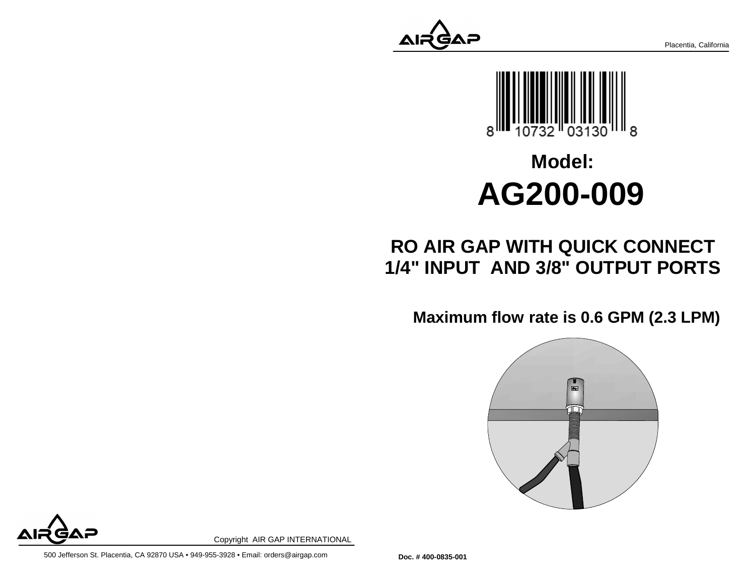Placentia, California

8 10732 03130 8

# Model:

# AG200-009

## RO AIR GAP WITH QUICK CONNECT 1/4" INPUT AND 3/8" OUTPUT PORTS

**Maximum flow rate is 0.6 GPM (2.3 LPM)**

Copyright AIR GAP INTERNATIONAL

500 Jefferson St. Placentia, CA 92870 USA • 949-955-3928 • Email: orders@airgap.com

**Doc. # 400-0835-001**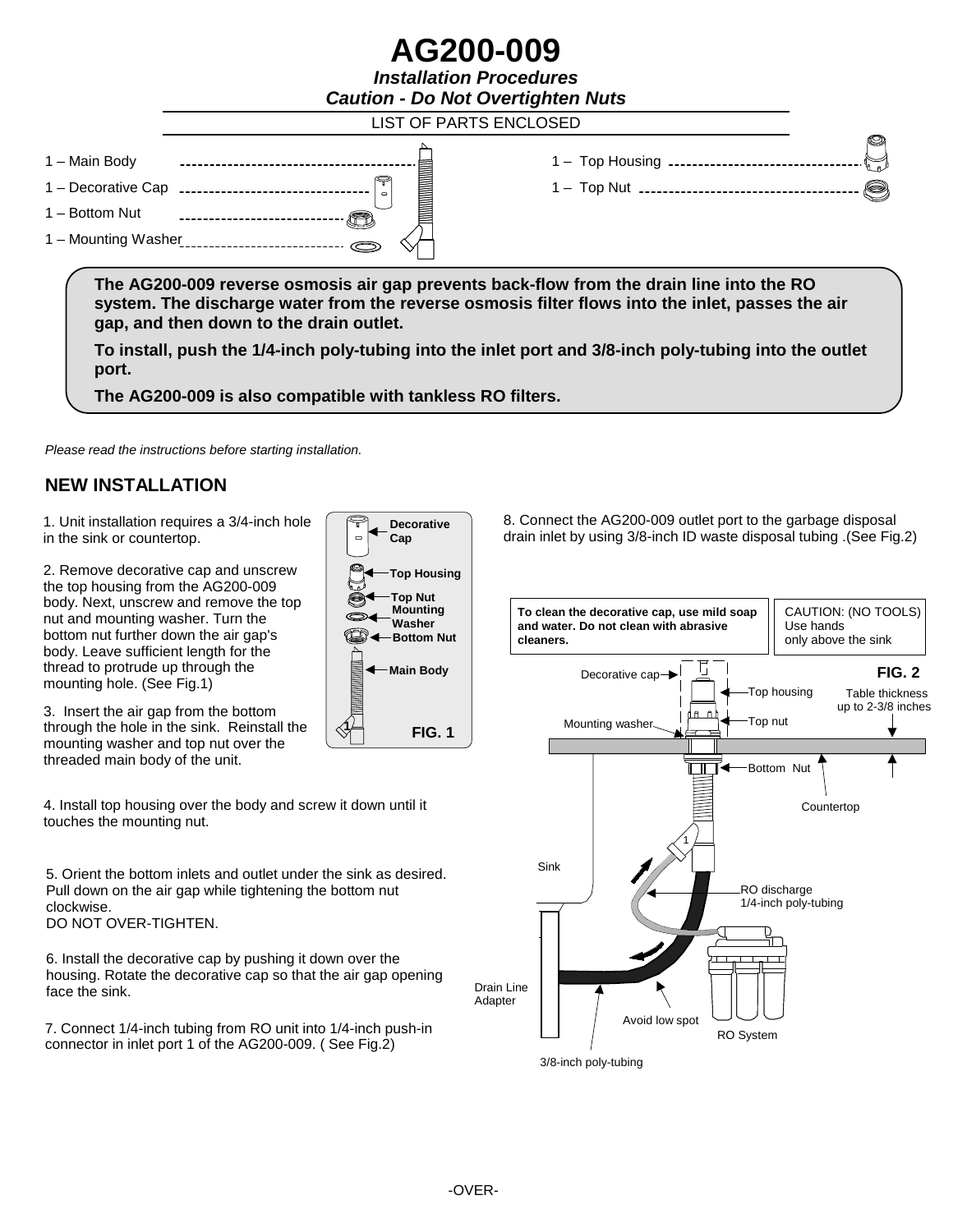# AG200-009

***Installation Procedures***

***Caution - Do Not Overtighten Nuts***

LIST OF PARTS ENCLOSED

1 – Main Body

1 – Decorative Cap

1 – Bottom Nut

1 – Mounting Washer

1 – Top Housing

1 – Top Nut

**The AG200-009 reverse osmosis air gap prevents back-flow from the drain line into the RO system. The discharge water from the reverse osmosis filter flows into the inlet, passes the air gap, and then down to the drain outlet.**

**To install, push the 1/4-inch poly-tubing into the inlet port and 3/8-inch poly-tubing into the outlet port.**

**The AG200-009 is also compatible with tankless RO filters.**

*Please read the instructions before starting installation.*

## NEW INSTALLATION

1. Unit installation requires a 3/4-inch hole in the sink or countertop.

2. Remove decorative cap and unscrew the top housing from the AG200-009 body. Next, unscrew and remove the top nut and mounting washer. Turn the bottom nut further down the air gap's body. Leave sufficient length for the thread to protrude up through the mounting hole. (See Fig.1)

3. Insert the air gap from the bottom through the hole in the sink. Reinstall the mounting washer and top nut over the threaded main body of the unit.

4. Install top housing over the body and screw it down until it touches the mounting nut.

5. Orient the bottom inlets and outlet under the sink as desired. Pull down on the air gap while tightening the bottom nut clockwise.
DO NOT OVER-TIGHTEN.

6. Install the decorative cap by pushing it down over the housing. Rotate the decorative cap so that the air gap opening face the sink.

7. Connect 1/4-inch tubing from RO unit into 1/4-inch push-in connector in inlet port 1 of the AG200-009. ( See Fig.2)

8. Connect the AG200-009 outlet port to the garbage disposal drain inlet by using 3/8-inch ID waste disposal tubing .(See Fig.2)

Decorative Cap
Top Housing
Top Nut
Mounting Washer
Bottom Nut
Main Body
1

FIG. 1

**To clean the decorative cap, use mild soap and water. Do not clean with abrasive cleaners.**

CAUTION: (NO TOOLS) Use hands only above the sink

Decorative cap
Top housing
Top nut
Mounting washer
Table thickness up to 2-3/8 inches
Bottom Nut
Countertop
1
Sink
RO discharge 1/4-inch poly-tubing
Drain Line Adapter
Avoid low spot
RO System
3/8-inch poly-tubing

FIG. 2

-OVER-